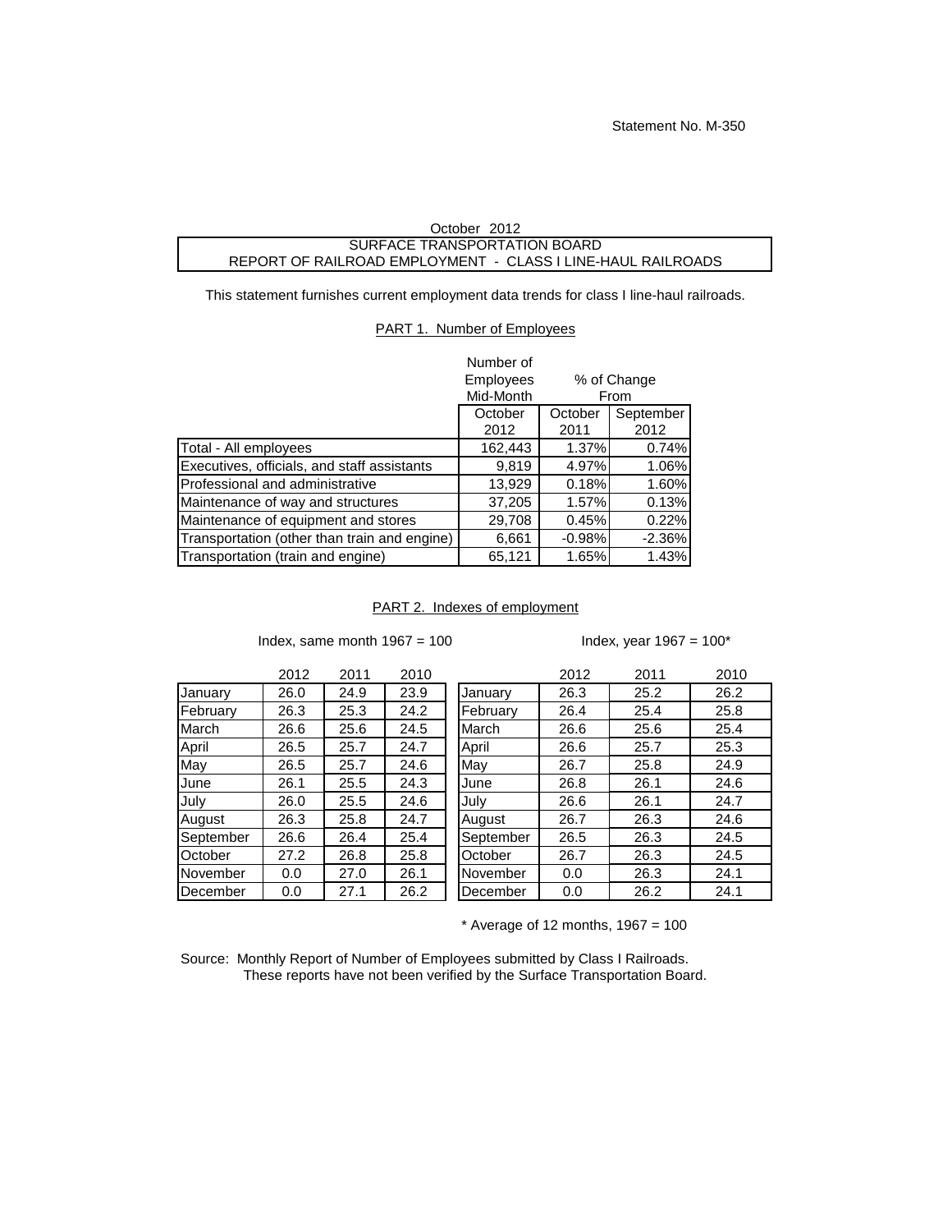Statement No. M-350

October 2012

SURFACE TRANSPORTATION BOARD

REPORT OF RAILROAD EMPLOYMENT - CLASS I LINE-HAUL RAILROADS

This statement furnishes current employment data trends for class I line-haul railroads.

## PART 1. Number of Employees

| | Number of Employees Mid-Month | % of Change From | |
|---|---|---|---|
| | October 2012 | October 2011 | September 2012 |
| Total - All employees | 162,443 | 1.37% | 0.74% |
| Executives, officials, and staff assistants | 9,819 | 4.97% | 1.06% |
| Professional and administrative | 13,929 | 0.18% | 1.60% |
| Maintenance of way and structures | 37,205 | 1.57% | 0.13% |
| Maintenance of equipment and stores | 29,708 | 0.45% | 0.22% |
| Transportation (other than train and engine) | 6,661 | -0.98% | -2.36% |
| Transportation (train and engine) | 65,121 | 1.65% | 1.43% |

## PART 2. Indexes of employment

Index, same month 1967 = 100

| | 2012 | 2011 | 2010 |
|---|---|---|---|
| January | 26.0 | 24.9 | 23.9 |
| February | 26.3 | 25.3 | 24.2 |
| March | 26.6 | 25.6 | 24.5 |
| April | 26.5 | 25.7 | 24.7 |
| May | 26.5 | 25.7 | 24.6 |
| June | 26.1 | 25.5 | 24.3 |
| July | 26.0 | 25.5 | 24.6 |
| August | 26.3 | 25.8 | 24.7 |
| September | 26.6 | 26.4 | 25.4 |
| October | 27.2 | 26.8 | 25.8 |
| November | 0.0 | 27.0 | 26.1 |
| December | 0.0 | 27.1 | 26.2 |

Index, year 1967 = 100*

| | 2012 | 2011 | 2010 |
|---|---|---|---|
| January | 26.3 | 25.2 | 26.2 |
| February | 26.4 | 25.4 | 25.8 |
| March | 26.6 | 25.6 | 25.4 |
| April | 26.6 | 25.7 | 25.3 |
| May | 26.7 | 25.8 | 24.9 |
| June | 26.8 | 26.1 | 24.6 |
| July | 26.6 | 26.1 | 24.7 |
| August | 26.7 | 26.3 | 24.6 |
| September | 26.5 | 26.3 | 24.5 |
| October | 26.7 | 26.3 | 24.5 |
| November | 0.0 | 26.3 | 24.1 |
| December | 0.0 | 26.2 | 24.1 |

* Average of 12 months, 1967 = 100

Source: Monthly Report of Number of Employees submitted by Class I Railroads.
These reports have not been verified by the Surface Transportation Board.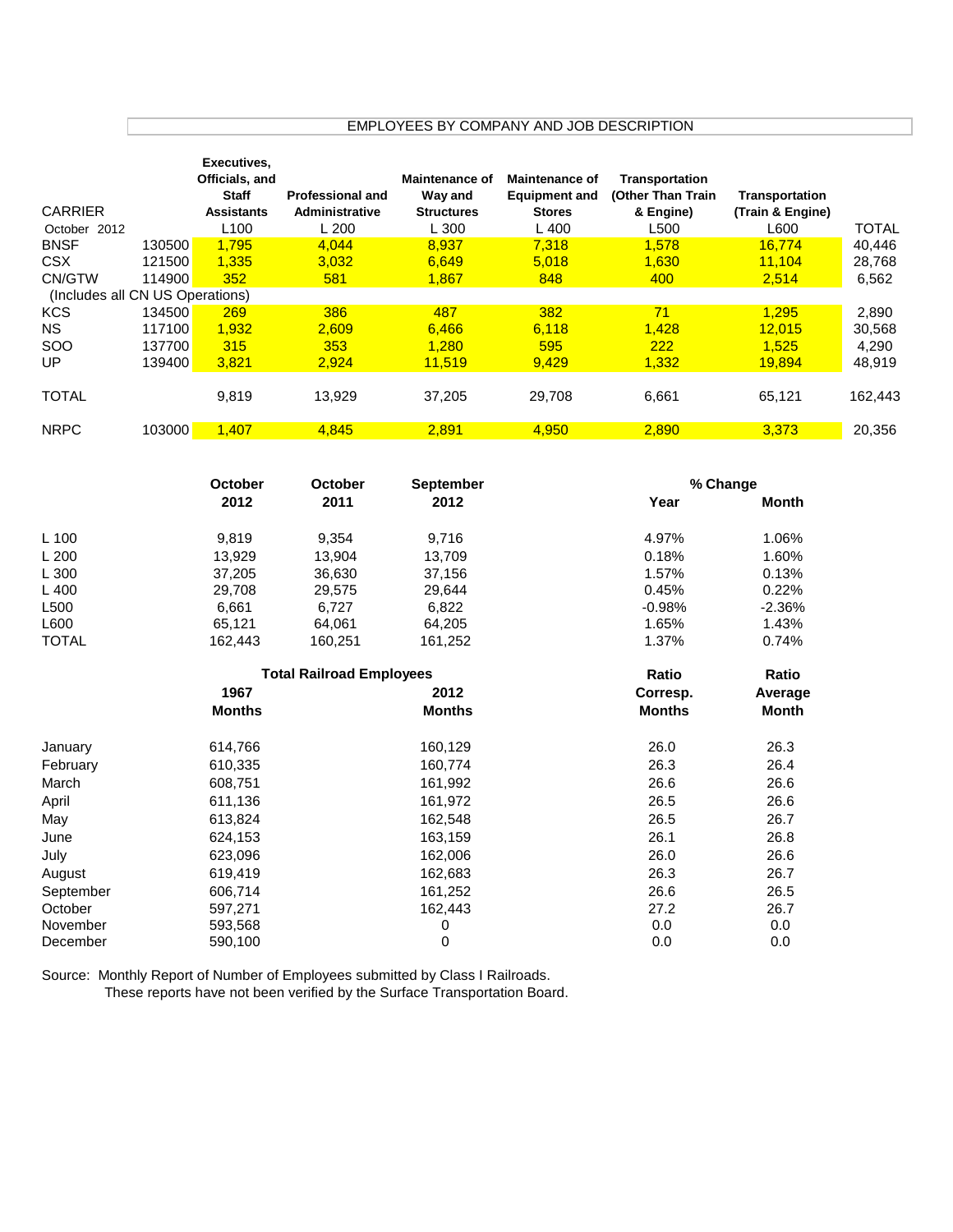## EMPLOYEES BY COMPANY AND JOB DESCRIPTION

| CARRIER | | Executives, Officials, and Staff Assistants | Professional and Administrative | Maintenance of Way and Structures | Maintenance of Equipment and Stores | Transportation (Other Than Train & Engine) | Transportation (Train & Engine) | |
|---|---|---|---|---|---|---|---|---|
| October 2012 | | L100 | L 200 | L 300 | L 400 | L500 | L600 | TOTAL |
| BNSF | 130500 | 1,795 | 4,044 | 8,937 | 7,318 | 1,578 | 16,774 | 40,446 |
| CSX | 121500 | 1,335 | 3,032 | 6,649 | 5,018 | 1,630 | 11,104 | 28,768 |
| CN/GTW | 114900 | 352 | 581 | 1,867 | 848 | 400 | 2,514 | 6,562 |
| (Includes all CN US Operations) | | | | | | | | |
| KCS | 134500 | 269 | 386 | 487 | 382 | 71 | 1,295 | 2,890 |
| NS | 117100 | 1,932 | 2,609 | 6,466 | 6,118 | 1,428 | 12,015 | 30,568 |
| SOO | 137700 | 315 | 353 | 1,280 | 595 | 222 | 1,525 | 4,290 |
| UP | 139400 | 3,821 | 2,924 | 11,519 | 9,429 | 1,332 | 19,894 | 48,919 |
| TOTAL | | 9,819 | 13,929 | 37,205 | 29,708 | 6,661 | 65,121 | 162,443 |
| NRPC | 103000 | 1,407 | 4,845 | 2,891 | 4,950 | 2,890 | 3,373 | 20,356 |

| | October 2012 | October 2011 | September 2012 | % Change Year | % Change Month |
|---|---|---|---|---|---|
| L 100 | 9,819 | 9,354 | 9,716 | 4.97% | 1.06% |
| L 200 | 13,929 | 13,904 | 13,709 | 0.18% | 1.60% |
| L 300 | 37,205 | 36,630 | 37,156 | 1.57% | 0.13% |
| L 400 | 29,708 | 29,575 | 29,644 | 0.45% | 0.22% |
| L500 | 6,661 | 6,727 | 6,822 | -0.98% | -2.36% |
| L600 | 65,121 | 64,061 | 64,205 | 1.65% | 1.43% |
| TOTAL | 162,443 | 160,251 | 161,252 | 1.37% | 0.74% |

| | Total Railroad Employees 1967 Months | Total Railroad Employees 2012 Months | Ratio Corresp. Months | Ratio Average Month |
|---|---|---|---|---|
| January | 614,766 | 160,129 | 26.0 | 26.3 |
| February | 610,335 | 160,774 | 26.3 | 26.4 |
| March | 608,751 | 161,992 | 26.6 | 26.6 |
| April | 611,136 | 161,972 | 26.5 | 26.6 |
| May | 613,824 | 162,548 | 26.5 | 26.7 |
| June | 624,153 | 163,159 | 26.1 | 26.8 |
| July | 623,096 | 162,006 | 26.0 | 26.6 |
| August | 619,419 | 162,683 | 26.3 | 26.7 |
| September | 606,714 | 161,252 | 26.6 | 26.5 |
| October | 597,271 | 162,443 | 27.2 | 26.7 |
| November | 593,568 | 0 | 0.0 | 0.0 |
| December | 590,100 | 0 | 0.0 | 0.0 |

Source: Monthly Report of Number of Employees submitted by Class I Railroads.
These reports have not been verified by the Surface Transportation Board.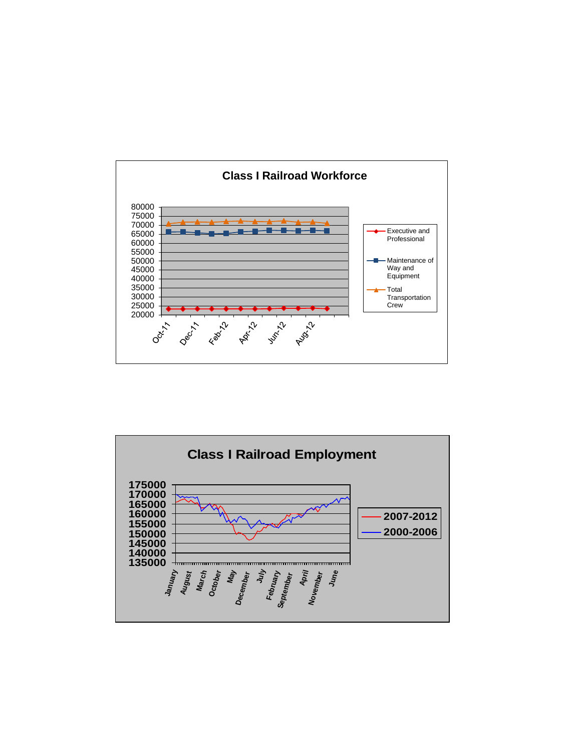## Class I Railroad Workforce

80000
75000
70000
65000
60000
55000
50000
45000
40000
35000
30000
25000
20000

Oct-11
Dec-11
Feb-12
Apr-12
Jun-12
Aug-12

Executive and Professional
Maintenance of Way and Equipment
Total Transportation Crew

## Class I Railroad Employment

175000
170000
165000
160000
155000
150000
145000
140000
135000

January
August
March
October
May
December
July
February
September
April
November
June

2007-2012
2000-2006